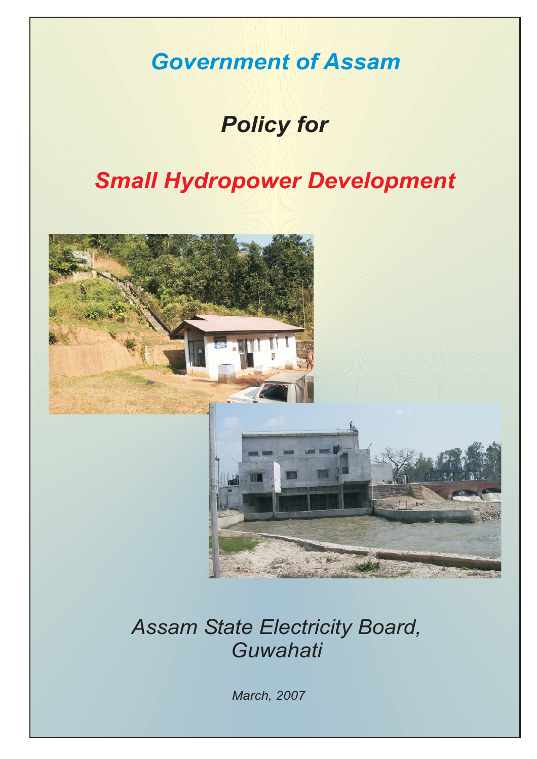# Government of Assam

## Policy for

# Small Hydropower Development

Assam State Electricity Board,
Guwahati

March, 2007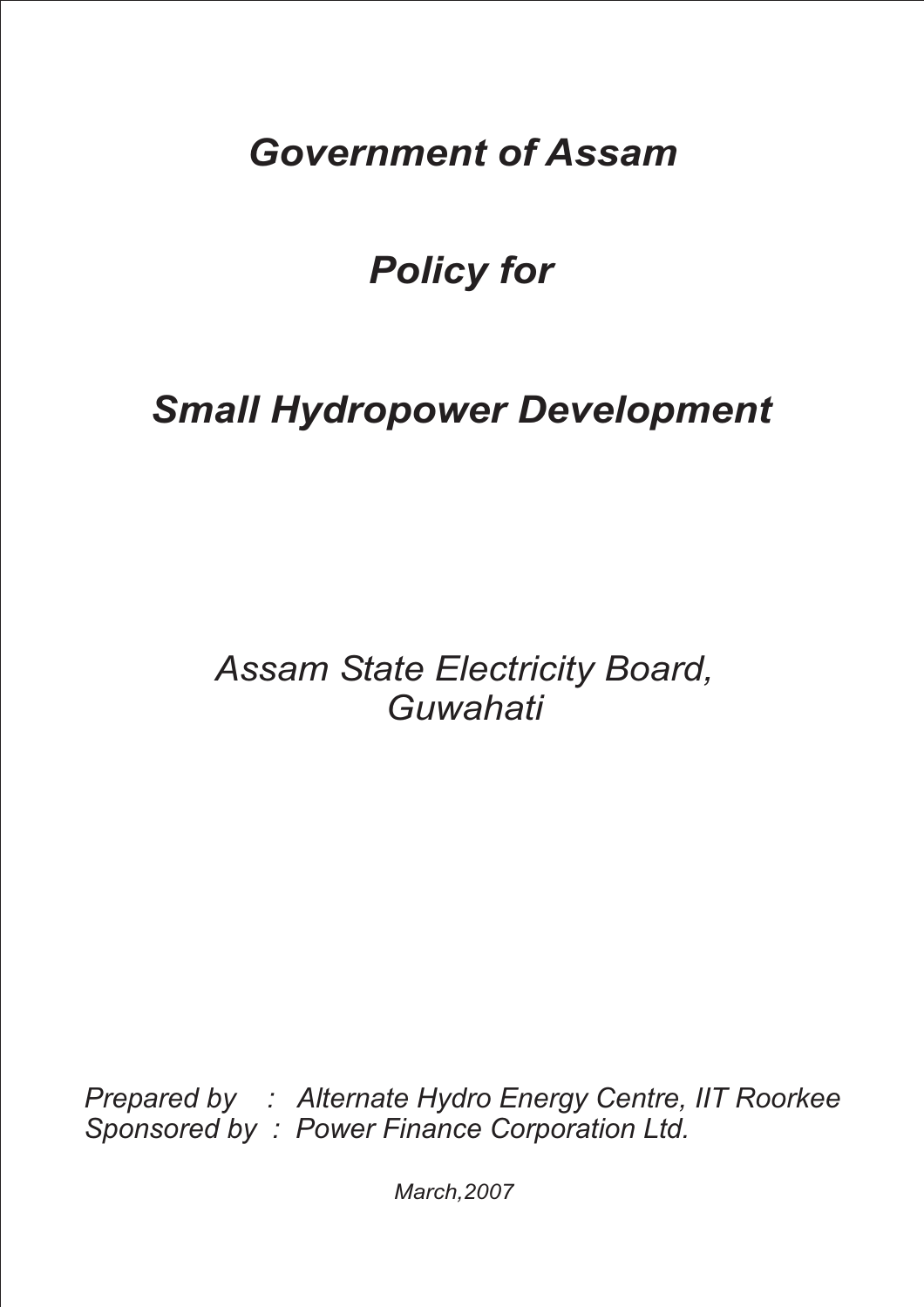# *Government of Assam*

# *Policy for*

# *Small Hydropower Development*

*Assam State Electricity Board,*
*Guwahati*

*Prepared by : Alternate Hydro Energy Centre, IIT Roorkee*
*Sponsored by : Power Finance Corporation Ltd.*

*March,2007*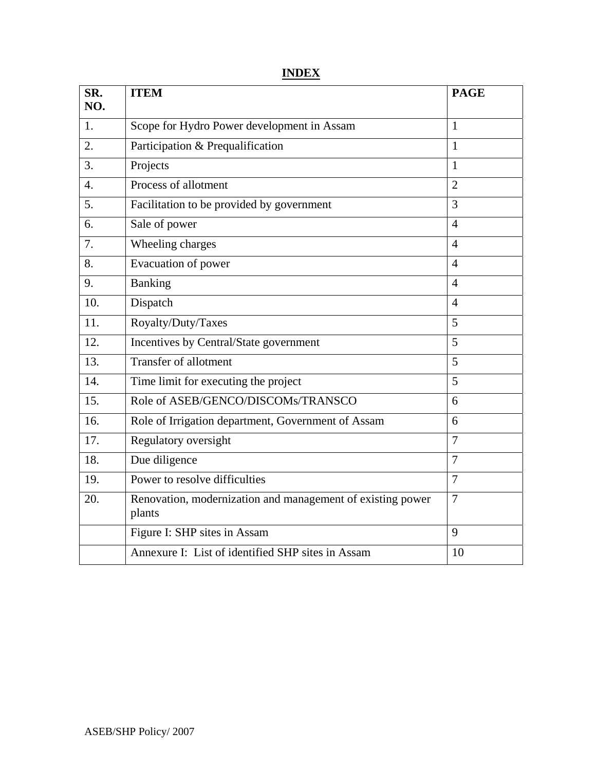# INDEX

| SR. NO. | ITEM | PAGE |
|---|---|---|
| 1. | Scope for Hydro Power development in Assam | 1 |
| 2. | Participation & Prequalification | 1 |
| 3. | Projects | 1 |
| 4. | Process of allotment | 2 |
| 5. | Facilitation to be provided by government | 3 |
| 6. | Sale of power | 4 |
| 7. | Wheeling charges | 4 |
| 8. | Evacuation of power | 4 |
| 9. | Banking | 4 |
| 10. | Dispatch | 4 |
| 11. | Royalty/Duty/Taxes | 5 |
| 12. | Incentives by Central/State government | 5 |
| 13. | Transfer of allotment | 5 |
| 14. | Time limit for executing the project | 5 |
| 15. | Role of ASEB/GENCO/DISCOMs/TRANSCO | 6 |
| 16. | Role of Irrigation department, Government of Assam | 6 |
| 17. | Regulatory oversight | 7 |
| 18. | Due diligence | 7 |
| 19. | Power to resolve difficulties | 7 |
| 20. | Renovation, modernization and management of existing power plants | 7 |
| | Figure I: SHP sites in Assam | 9 |
| | Annexure I: List of identified SHP sites in Assam | 10 |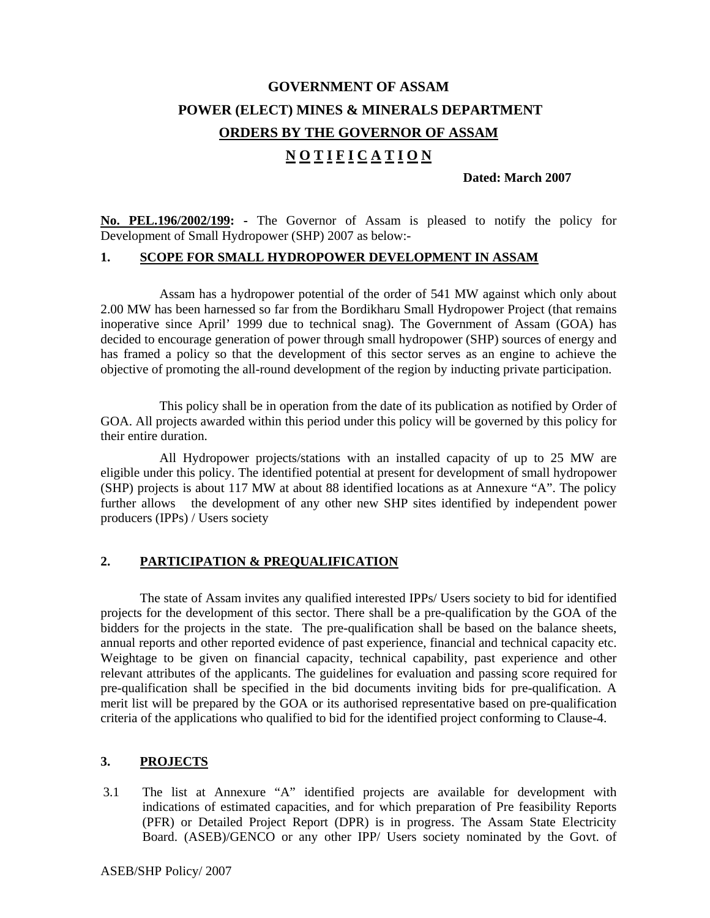**GOVERNMENT OF ASSAM**

**POWER (ELECT) MINES & MINERALS DEPARTMENT**

**ORDERS BY THE GOVERNOR OF ASSAM**

**N O T I F I C A T I O N**

**Dated: March 2007**

**No. PEL.196/2002/199: -** The Governor of Assam is pleased to notify the policy for Development of Small Hydropower (SHP) 2007 as below:-

## 1. SCOPE FOR SMALL HYDROPOWER DEVELOPMENT IN ASSAM

Assam has a hydropower potential of the order of 541 MW against which only about 2.00 MW has been harnessed so far from the Bordikharu Small Hydropower Project (that remains inoperative since April' 1999 due to technical snag). The Government of Assam (GOA) has decided to encourage generation of power through small hydropower (SHP) sources of energy and has framed a policy so that the development of this sector serves as an engine to achieve the objective of promoting the all-round development of the region by inducting private participation.

This policy shall be in operation from the date of its publication as notified by Order of GOA. All projects awarded within this period under this policy will be governed by this policy for their entire duration.

All Hydropower projects/stations with an installed capacity of up to 25 MW are eligible under this policy. The identified potential at present for development of small hydropower (SHP) projects is about 117 MW at about 88 identified locations as at Annexure "A". The policy further allows the development of any other new SHP sites identified by independent power producers (IPPs) / Users society

## 2. PARTICIPATION & PREQUALIFICATION

The state of Assam invites any qualified interested IPPs/ Users society to bid for identified projects for the development of this sector. There shall be a pre-qualification by the GOA of the bidders for the projects in the state. The pre-qualification shall be based on the balance sheets, annual reports and other reported evidence of past experience, financial and technical capacity etc. Weightage to be given on financial capacity, technical capability, past experience and other relevant attributes of the applicants. The guidelines for evaluation and passing score required for pre-qualification shall be specified in the bid documents inviting bids for pre-qualification. A merit list will be prepared by the GOA or its authorised representative based on pre-qualification criteria of the applications who qualified to bid for the identified project conforming to Clause-4.

## 3. PROJECTS

3.1 The list at Annexure "A" identified projects are available for development with indications of estimated capacities, and for which preparation of Pre feasibility Reports (PFR) or Detailed Project Report (DPR) is in progress. The Assam State Electricity Board. (ASEB)/GENCO or any other IPP/ Users society nominated by the Govt. of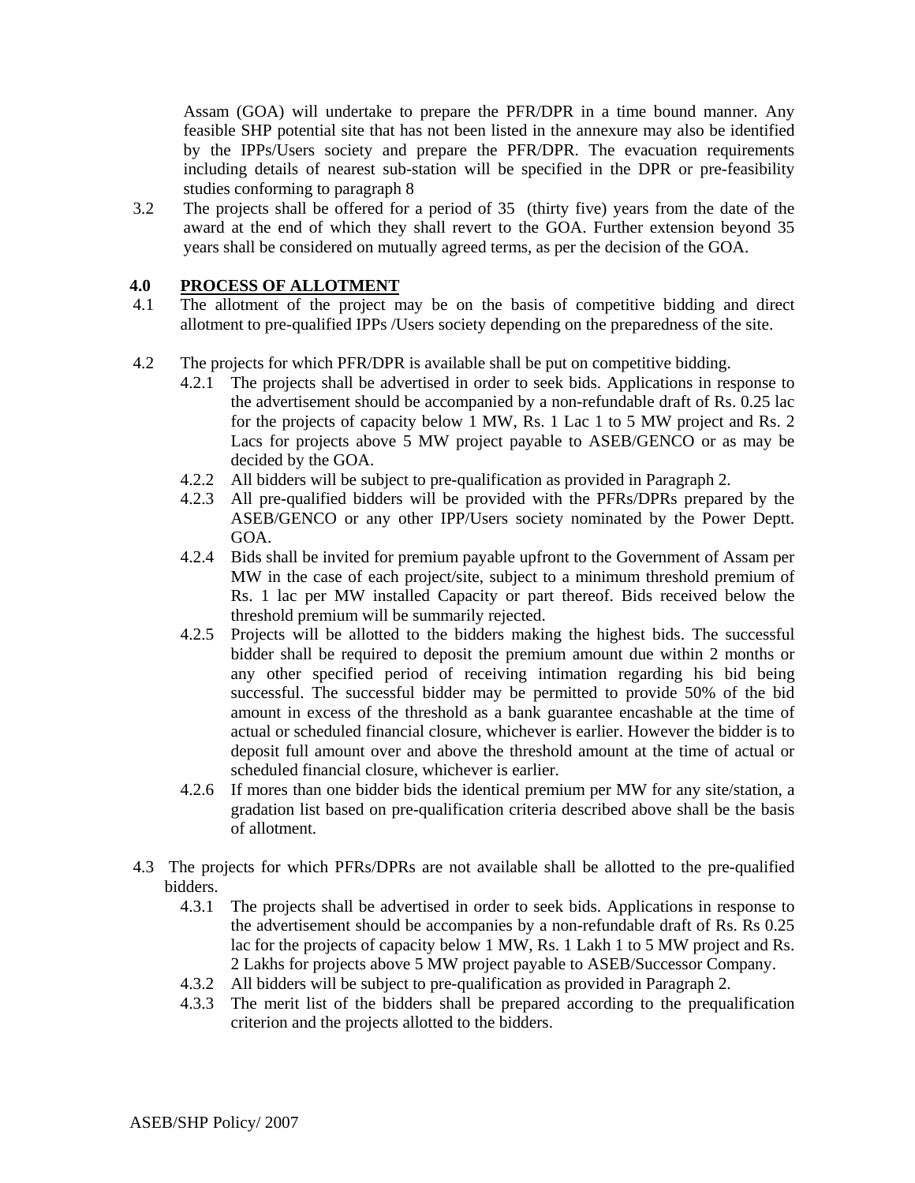Assam (GOA) will undertake to prepare the PFR/DPR in a time bound manner. Any feasible SHP potential site that has not been listed in the annexure may also be identified by the IPPs/Users society and prepare the PFR/DPR. The evacuation requirements including details of nearest sub-station will be specified in the DPR or pre-feasibility studies conforming to paragraph 8

3.2 The projects shall be offered for a period of 35 (thirty five) years from the date of the award at the end of which they shall revert to the GOA. Further extension beyond 35 years shall be considered on mutually agreed terms, as per the decision of the GOA.

## 4.0 PROCESS OF ALLOTMENT

4.1 The allotment of the project may be on the basis of competitive bidding and direct allotment to pre-qualified IPPs /Users society depending on the preparedness of the site.

4.2 The projects for which PFR/DPR is available shall be put on competitive bidding.

- 4.2.1 The projects shall be advertised in order to seek bids. Applications in response to the advertisement should be accompanied by a non-refundable draft of Rs. 0.25 lac for the projects of capacity below 1 MW, Rs. 1 Lac 1 to 5 MW project and Rs. 2 Lacs for projects above 5 MW project payable to ASEB/GENCO or as may be decided by the GOA.
- 4.2.2 All bidders will be subject to pre-qualification as provided in Paragraph 2.
- 4.2.3 All pre-qualified bidders will be provided with the PFRs/DPRs prepared by the ASEB/GENCO or any other IPP/Users society nominated by the Power Deptt. GOA.
- 4.2.4 Bids shall be invited for premium payable upfront to the Government of Assam per MW in the case of each project/site, subject to a minimum threshold premium of Rs. 1 lac per MW installed Capacity or part thereof. Bids received below the threshold premium will be summarily rejected.
- 4.2.5 Projects will be allotted to the bidders making the highest bids. The successful bidder shall be required to deposit the premium amount due within 2 months or any other specified period of receiving intimation regarding his bid being successful. The successful bidder may be permitted to provide 50% of the bid amount in excess of the threshold as a bank guarantee encashable at the time of actual or scheduled financial closure, whichever is earlier. However the bidder is to deposit full amount over and above the threshold amount at the time of actual or scheduled financial closure, whichever is earlier.
- 4.2.6 If mores than one bidder bids the identical premium per MW for any site/station, a gradation list based on pre-qualification criteria described above shall be the basis of allotment.

4.3 The projects for which PFRs/DPRs are not available shall be allotted to the pre-qualified bidders.

- 4.3.1 The projects shall be advertised in order to seek bids. Applications in response to the advertisement should be accompanies by a non-refundable draft of Rs. Rs 0.25 lac for the projects of capacity below 1 MW, Rs. 1 Lakh 1 to 5 MW project and Rs. 2 Lakhs for projects above 5 MW project payable to ASEB/Successor Company.
- 4.3.2 All bidders will be subject to pre-qualification as provided in Paragraph 2.
- 4.3.3 The merit list of the bidders shall be prepared according to the prequalification criterion and the projects allotted to the bidders.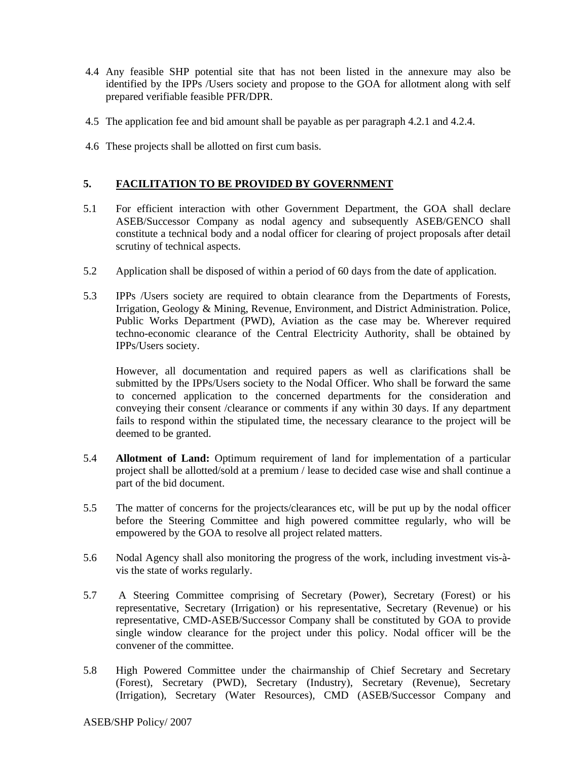4.4 Any feasible SHP potential site that has not been listed in the annexure may also be identified by the IPPs /Users society and propose to the GOA for allotment along with self prepared verifiable feasible PFR/DPR.

4.5 The application fee and bid amount shall be payable as per paragraph 4.2.1 and 4.2.4.

4.6 These projects shall be allotted on first cum basis.

## 5. FACILITATION TO BE PROVIDED BY GOVERNMENT

5.1 For efficient interaction with other Government Department, the GOA shall declare ASEB/Successor Company as nodal agency and subsequently ASEB/GENCO shall constitute a technical body and a nodal officer for clearing of project proposals after detail scrutiny of technical aspects.

5.2 Application shall be disposed of within a period of 60 days from the date of application.

5.3 IPPs /Users society are required to obtain clearance from the Departments of Forests, Irrigation, Geology & Mining, Revenue, Environment, and District Administration. Police, Public Works Department (PWD), Aviation as the case may be. Wherever required techno-economic clearance of the Central Electricity Authority, shall be obtained by IPPs/Users society.

However, all documentation and required papers as well as clarifications shall be submitted by the IPPs/Users society to the Nodal Officer. Who shall be forward the same to concerned application to the concerned departments for the consideration and conveying their consent /clearance or comments if any within 30 days. If any department fails to respond within the stipulated time, the necessary clearance to the project will be deemed to be granted.

5.4 **Allotment of Land:** Optimum requirement of land for implementation of a particular project shall be allotted/sold at a premium / lease to decided case wise and shall continue a part of the bid document.

5.5 The matter of concerns for the projects/clearances etc, will be put up by the nodal officer before the Steering Committee and high powered committee regularly, who will be empowered by the GOA to resolve all project related matters.

5.6 Nodal Agency shall also monitoring the progress of the work, including investment vis-à-vis the state of works regularly.

5.7 A Steering Committee comprising of Secretary (Power), Secretary (Forest) or his representative, Secretary (Irrigation) or his representative, Secretary (Revenue) or his representative, CMD-ASEB/Successor Company shall be constituted by GOA to provide single window clearance for the project under this policy. Nodal officer will be the convener of the committee.

5.8 High Powered Committee under the chairmanship of Chief Secretary and Secretary (Forest), Secretary (PWD), Secretary (Industry), Secretary (Revenue), Secretary (Irrigation), Secretary (Water Resources), CMD (ASEB/Successor Company and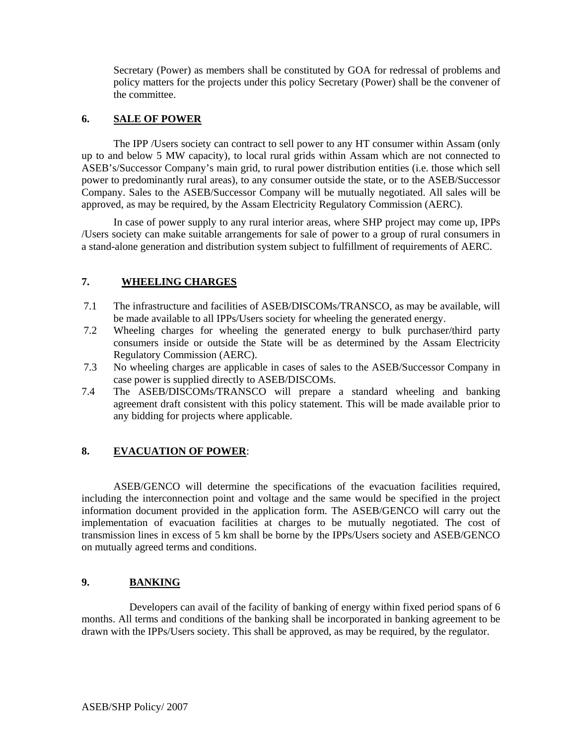Secretary (Power) as members shall be constituted by GOA for redressal of problems and policy matters for the projects under this policy Secretary (Power) shall be the convener of the committee.

## 6. SALE OF POWER

The IPP /Users society can contract to sell power to any HT consumer within Assam (only up to and below 5 MW capacity), to local rural grids within Assam which are not connected to ASEB's/Successor Company's main grid, to rural power distribution entities (i.e. those which sell power to predominantly rural areas), to any consumer outside the state, or to the ASEB/Successor Company. Sales to the ASEB/Successor Company will be mutually negotiated. All sales will be approved, as may be required, by the Assam Electricity Regulatory Commission (AERC).

In case of power supply to any rural interior areas, where SHP project may come up, IPPs /Users society can make suitable arrangements for sale of power to a group of rural consumers in a stand-alone generation and distribution system subject to fulfillment of requirements of AERC.

## 7. WHEELING CHARGES

7.1 The infrastructure and facilities of ASEB/DISCOMs/TRANSCO, as may be available, will be made available to all IPPs/Users society for wheeling the generated energy.

7.2 Wheeling charges for wheeling the generated energy to bulk purchaser/third party consumers inside or outside the State will be as determined by the Assam Electricity Regulatory Commission (AERC).

7.3 No wheeling charges are applicable in cases of sales to the ASEB/Successor Company in case power is supplied directly to ASEB/DISCOMs.

7.4 The ASEB/DISCOMs/TRANSCO will prepare a standard wheeling and banking agreement draft consistent with this policy statement. This will be made available prior to any bidding for projects where applicable.

## 8. EVACUATION OF POWER:

ASEB/GENCO will determine the specifications of the evacuation facilities required, including the interconnection point and voltage and the same would be specified in the project information document provided in the application form. The ASEB/GENCO will carry out the implementation of evacuation facilities at charges to be mutually negotiated. The cost of transmission lines in excess of 5 km shall be borne by the IPPs/Users society and ASEB/GENCO on mutually agreed terms and conditions.

## 9. BANKING

Developers can avail of the facility of banking of energy within fixed period spans of 6 months. All terms and conditions of the banking shall be incorporated in banking agreement to be drawn with the IPPs/Users society. This shall be approved, as may be required, by the regulator.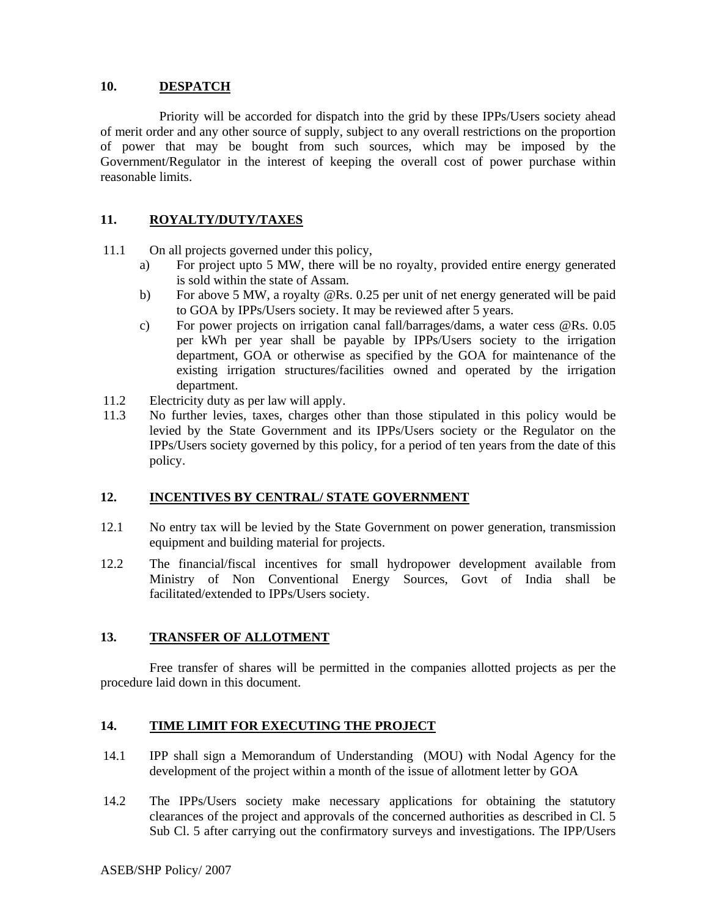## 10. DESPATCH

Priority will be accorded for dispatch into the grid by these IPPs/Users society ahead of merit order and any other source of supply, subject to any overall restrictions on the proportion of power that may be bought from such sources, which may be imposed by the Government/Regulator in the interest of keeping the overall cost of power purchase within reasonable limits.

## 11. ROYALTY/DUTY/TAXES

11.1 On all projects governed under this policy,

a) For project upto 5 MW, there will be no royalty, provided entire energy generated is sold within the state of Assam.

b) For above 5 MW, a royalty @Rs. 0.25 per unit of net energy generated will be paid to GOA by IPPs/Users society. It may be reviewed after 5 years.

c) For power projects on irrigation canal fall/barrages/dams, a water cess @Rs. 0.05 per kWh per year shall be payable by IPPs/Users society to the irrigation department, GOA or otherwise as specified by the GOA for maintenance of the existing irrigation structures/facilities owned and operated by the irrigation department.

11.2 Electricity duty as per law will apply.

11.3 No further levies, taxes, charges other than those stipulated in this policy would be levied by the State Government and its IPPs/Users society or the Regulator on the IPPs/Users society governed by this policy, for a period of ten years from the date of this policy.

## 12. INCENTIVES BY CENTRAL/ STATE GOVERNMENT

12.1 No entry tax will be levied by the State Government on power generation, transmission equipment and building material for projects.

12.2 The financial/fiscal incentives for small hydropower development available from Ministry of Non Conventional Energy Sources, Govt of India shall be facilitated/extended to IPPs/Users society.

## 13. TRANSFER OF ALLOTMENT

Free transfer of shares will be permitted in the companies allotted projects as per the procedure laid down in this document.

## 14. TIME LIMIT FOR EXECUTING THE PROJECT

14.1 IPP shall sign a Memorandum of Understanding (MOU) with Nodal Agency for the development of the project within a month of the issue of allotment letter by GOA

14.2 The IPPs/Users society make necessary applications for obtaining the statutory clearances of the project and approvals of the concerned authorities as described in Cl. 5 Sub Cl. 5 after carrying out the confirmatory surveys and investigations. The IPP/Users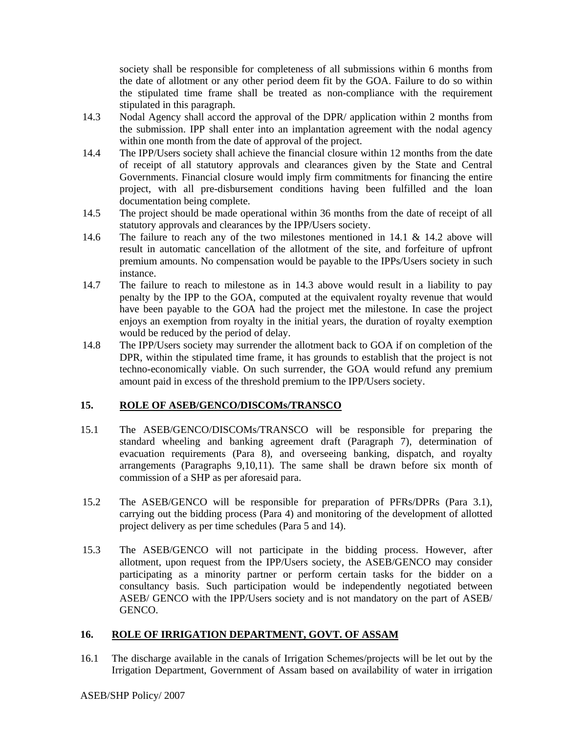society shall be responsible for completeness of all submissions within 6 months from the date of allotment or any other period deem fit by the GOA. Failure to do so within the stipulated time frame shall be treated as non-compliance with the requirement stipulated in this paragraph.

14.3 Nodal Agency shall accord the approval of the DPR/ application within 2 months from the submission. IPP shall enter into an implantation agreement with the nodal agency within one month from the date of approval of the project.

14.4 The IPP/Users society shall achieve the financial closure within 12 months from the date of receipt of all statutory approvals and clearances given by the State and Central Governments. Financial closure would imply firm commitments for financing the entire project, with all pre-disbursement conditions having been fulfilled and the loan documentation being complete.

14.5 The project should be made operational within 36 months from the date of receipt of all statutory approvals and clearances by the IPP/Users society.

14.6 The failure to reach any of the two milestones mentioned in 14.1 & 14.2 above will result in automatic cancellation of the allotment of the site, and forfeiture of upfront premium amounts. No compensation would be payable to the IPPs/Users society in such instance.

14.7 The failure to reach to milestone as in 14.3 above would result in a liability to pay penalty by the IPP to the GOA, computed at the equivalent royalty revenue that would have been payable to the GOA had the project met the milestone. In case the project enjoys an exemption from royalty in the initial years, the duration of royalty exemption would be reduced by the period of delay.

14.8 The IPP/Users society may surrender the allotment back to GOA if on completion of the DPR, within the stipulated time frame, it has grounds to establish that the project is not techno-economically viable. On such surrender, the GOA would refund any premium amount paid in excess of the threshold premium to the IPP/Users society.

## 15. ROLE OF ASEB/GENCO/DISCOMs/TRANSCO

15.1 The ASEB/GENCO/DISCOMs/TRANSCO will be responsible for preparing the standard wheeling and banking agreement draft (Paragraph 7), determination of evacuation requirements (Para 8), and overseeing banking, dispatch, and royalty arrangements (Paragraphs 9,10,11). The same shall be drawn before six month of commission of a SHP as per aforesaid para.

15.2 The ASEB/GENCO will be responsible for preparation of PFRs/DPRs (Para 3.1), carrying out the bidding process (Para 4) and monitoring of the development of allotted project delivery as per time schedules (Para 5 and 14).

15.3 The ASEB/GENCO will not participate in the bidding process. However, after allotment, upon request from the IPP/Users society, the ASEB/GENCO may consider participating as a minority partner or perform certain tasks for the bidder on a consultancy basis. Such participation would be independently negotiated between ASEB/ GENCO with the IPP/Users society and is not mandatory on the part of ASEB/ GENCO.

## 16. ROLE OF IRRIGATION DEPARTMENT, GOVT. OF ASSAM

16.1 The discharge available in the canals of Irrigation Schemes/projects will be let out by the Irrigation Department, Government of Assam based on availability of water in irrigation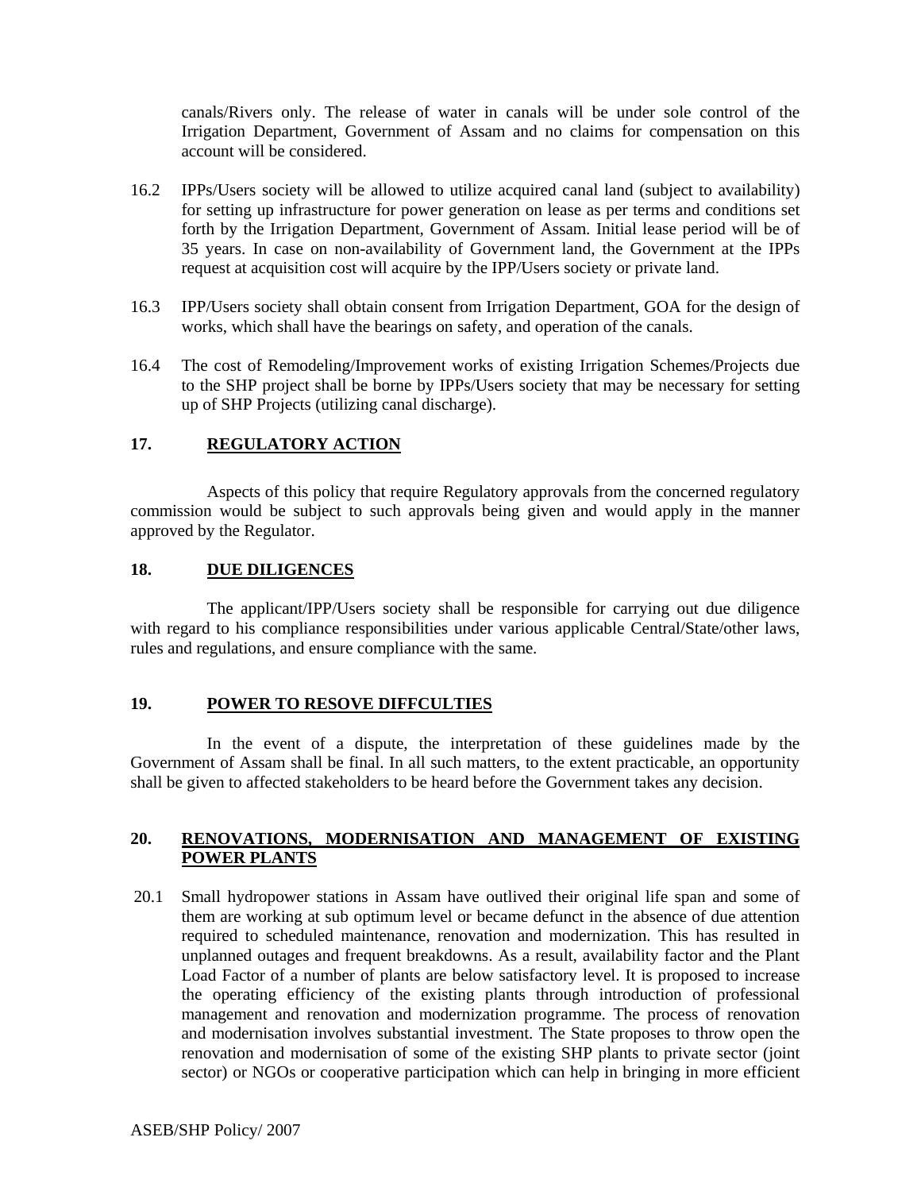canals/Rivers only. The release of water in canals will be under sole control of the Irrigation Department, Government of Assam and no claims for compensation on this account will be considered.

16.2 IPPs/Users society will be allowed to utilize acquired canal land (subject to availability) for setting up infrastructure for power generation on lease as per terms and conditions set forth by the Irrigation Department, Government of Assam. Initial lease period will be of 35 years. In case on non-availability of Government land, the Government at the IPPs request at acquisition cost will acquire by the IPP/Users society or private land.

16.3 IPP/Users society shall obtain consent from Irrigation Department, GOA for the design of works, which shall have the bearings on safety, and operation of the canals.

16.4 The cost of Remodeling/Improvement works of existing Irrigation Schemes/Projects due to the SHP project shall be borne by IPPs/Users society that may be necessary for setting up of SHP Projects (utilizing canal discharge).

## 17. REGULATORY ACTION

Aspects of this policy that require Regulatory approvals from the concerned regulatory commission would be subject to such approvals being given and would apply in the manner approved by the Regulator.

## 18. DUE DILIGENCES

The applicant/IPP/Users society shall be responsible for carrying out due diligence with regard to his compliance responsibilities under various applicable Central/State/other laws, rules and regulations, and ensure compliance with the same.

## 19. POWER TO RESOVE DIFFCULTIES

In the event of a dispute, the interpretation of these guidelines made by the Government of Assam shall be final. In all such matters, to the extent practicable, an opportunity shall be given to affected stakeholders to be heard before the Government takes any decision.

## 20. RENOVATIONS, MODERNISATION AND MANAGEMENT OF EXISTING POWER PLANTS

20.1 Small hydropower stations in Assam have outlived their original life span and some of them are working at sub optimum level or became defunct in the absence of due attention required to scheduled maintenance, renovation and modernization. This has resulted in unplanned outages and frequent breakdowns. As a result, availability factor and the Plant Load Factor of a number of plants are below satisfactory level. It is proposed to increase the operating efficiency of the existing plants through introduction of professional management and renovation and modernization programme. The process of renovation and modernisation involves substantial investment. The State proposes to throw open the renovation and modernisation of some of the existing SHP plants to private sector (joint sector) or NGOs or cooperative participation which can help in bringing in more efficient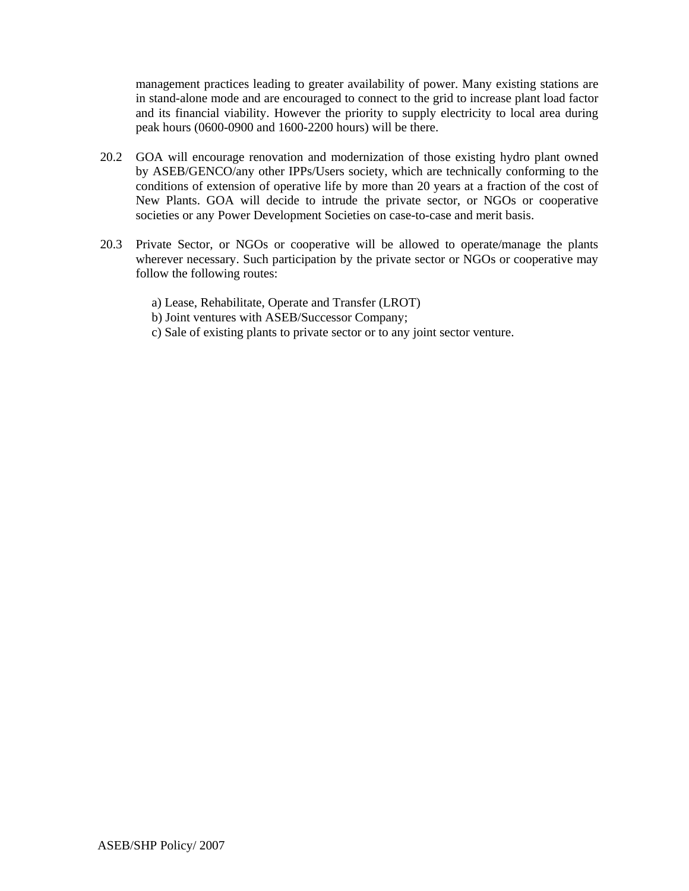management practices leading to greater availability of power. Many existing stations are in stand-alone mode and are encouraged to connect to the grid to increase plant load factor and its financial viability. However the priority to supply electricity to local area during peak hours (0600-0900 and 1600-2200 hours) will be there.

20.2 GOA will encourage renovation and modernization of those existing hydro plant owned by ASEB/GENCO/any other IPPs/Users society, which are technically conforming to the conditions of extension of operative life by more than 20 years at a fraction of the cost of New Plants. GOA will decide to intrude the private sector, or NGOs or cooperative societies or any Power Development Societies on case-to-case and merit basis.

20.3 Private Sector, or NGOs or cooperative will be allowed to operate/manage the plants wherever necessary. Such participation by the private sector or NGOs or cooperative may follow the following routes:

a) Lease, Rehabilitate, Operate and Transfer (LROT)
b) Joint ventures with ASEB/Successor Company;
c) Sale of existing plants to private sector or to any joint sector venture.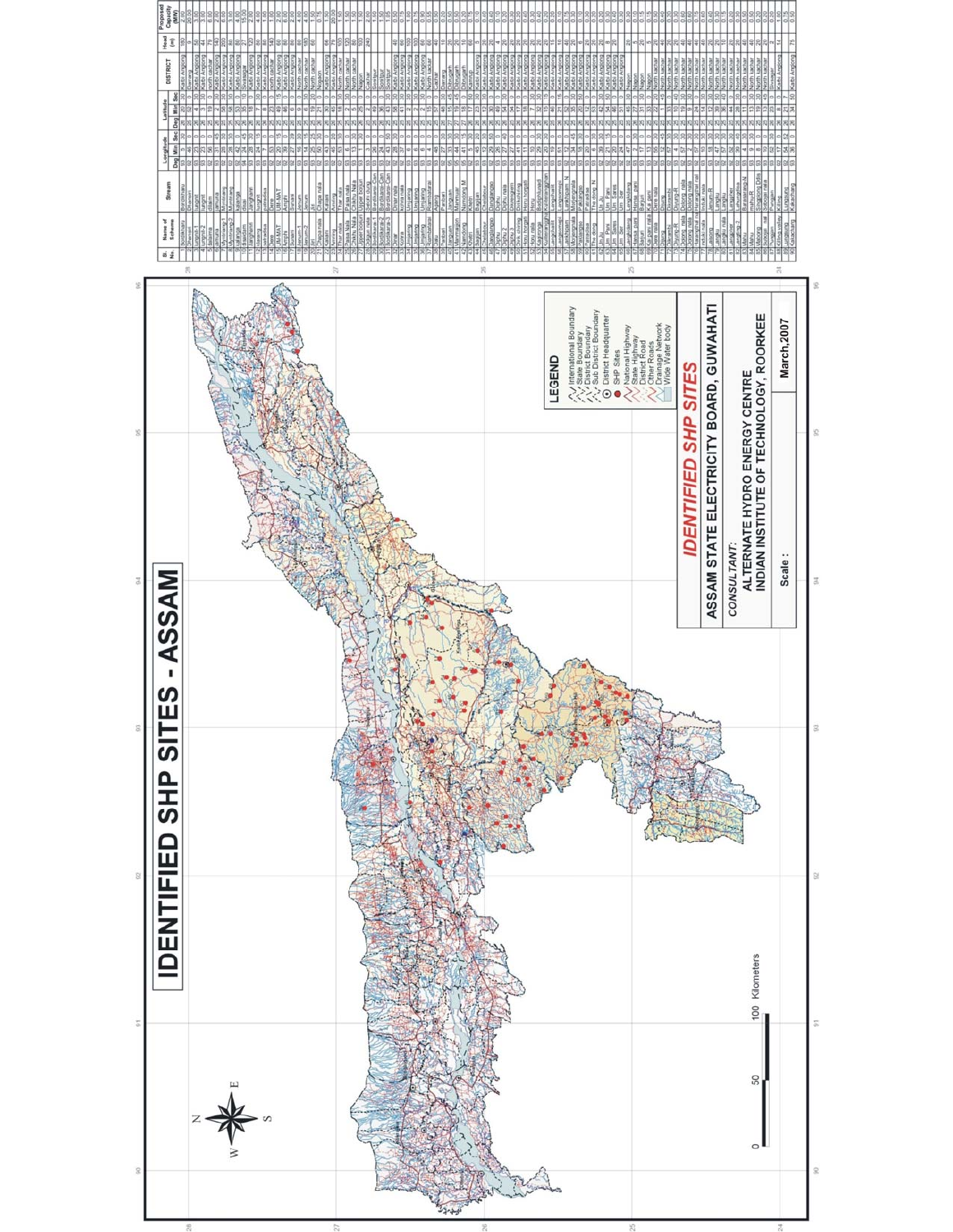# IDENTIFIED SHP SITES - ASSAM

**LEGEND**

- International Boundary
- State Boundary
- District Boundary
- Sub District Boundary
- District Headquarter
- SHP Sites
- National Highway
- State Highway
- District Road
- Other Roads
- Drainage Network
- Wide Water body

## IDENTIFIED SHP SITES

**ASSAM STATE ELECTRICITY BOARD, GUWAHATI**

*CONSULTANT:*

**ALTERNATE HYDRO ENERGY CENTRE**
**INDIAN INSTITUTE OF TECHNOLOGY, ROORKEE**

Scale :

March,2007

0 50 100 Kilometers

| Sl. No. | Name of Scheme | Stream | Longitude Deg | Longitude Min | Longitude Sec | Latitude Deg | Latitude Min | Latitude Sec | DISTRICT | Head (m) | Proposed Capacity (MW) |
|---|---|---|---|---|---|---|---|---|---|---|---|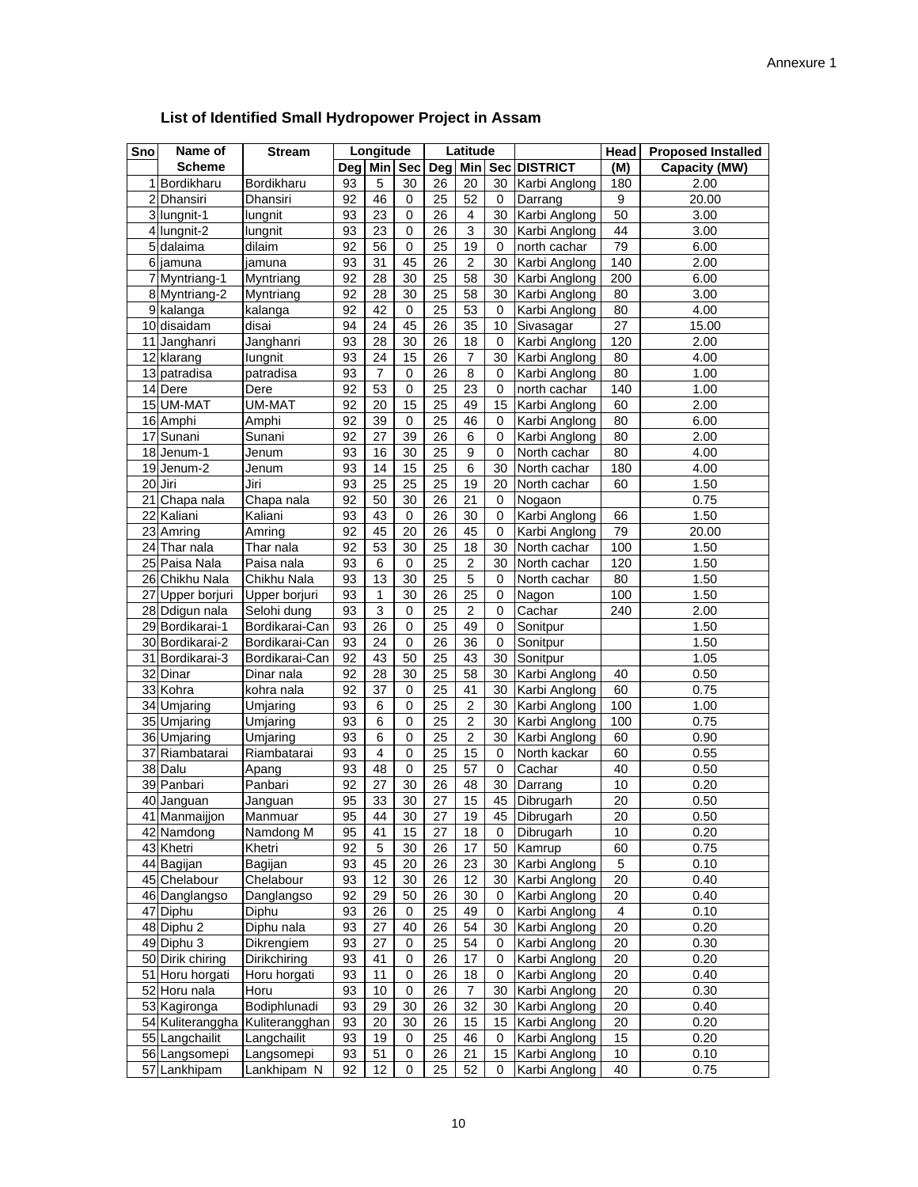Annexure 1

## List of Identified Small Hydropower Project in Assam

| Sno | Name of Scheme | Stream | Longitude | | | Latitude | | | | Head | Proposed Installed |
|---|---|---|---|---|---|---|---|---|---|---|---|
| | | | Deg | Min | Sec | Deg | Min | Sec | DISTRICT | (M) | Capacity (MW) |
| 1 | Bordikharu | Bordikharu | 93 | 5 | 30 | 26 | 20 | 30 | Karbi Anglong | 180 | 2.00 |
| 2 | Dhansiri | Dhansiri | 92 | 46 | 0 | 25 | 52 | 0 | Darrang | 9 | 20.00 |
| 3 | Iungnit-1 | Iungnit | 93 | 23 | 0 | 26 | 4 | 30 | Karbi Anglong | 50 | 3.00 |
| 4 | Iungnit-2 | Iungnit | 93 | 23 | 0 | 26 | 3 | 30 | Karbi Anglong | 44 | 3.00 |
| 5 | dalaima | dilaim | 92 | 56 | 0 | 25 | 19 | 0 | north cachar | 79 | 6.00 |
| 6 | jamuna | jamuna | 93 | 31 | 45 | 26 | 2 | 30 | Karbi Anglong | 140 | 2.00 |
| 7 | Myntriang-1 | Myntriang | 92 | 28 | 30 | 25 | 58 | 30 | Karbi Anglong | 200 | 6.00 |
| 8 | Myntriang-2 | Myntriang | 92 | 28 | 30 | 25 | 58 | 30 | Karbi Anglong | 80 | 3.00 |
| 9 | kalanga | kalanga | 92 | 42 | 0 | 25 | 53 | 0 | Karbi Anglong | 80 | 4.00 |
| 10 | disaidam | disai | 94 | 24 | 45 | 26 | 35 | 10 | Sivasagar | 27 | 15.00 |
| 11 | Janghanri | Janghanri | 93 | 28 | 30 | 26 | 18 | 0 | Karbi Anglong | 120 | 2.00 |
| 12 | klarang | Iungnit | 93 | 24 | 15 | 26 | 7 | 30 | Karbi Anglong | 80 | 4.00 |
| 13 | patradisa | patradisa | 93 | 7 | 0 | 26 | 8 | 0 | Karbi Anglong | 80 | 1.00 |
| 14 | Dere | Dere | 92 | 53 | 0 | 25 | 23 | 0 | north cachar | 140 | 1.00 |
| 15 | UM-MAT | UM-MAT | 92 | 20 | 15 | 25 | 49 | 15 | Karbi Anglong | 60 | 2.00 |
| 16 | Amphi | Amphi | 92 | 39 | 0 | 25 | 46 | 0 | Karbi Anglong | 80 | 6.00 |
| 17 | Sunani | Sunani | 92 | 27 | 39 | 26 | 6 | 0 | Karbi Anglong | 80 | 2.00 |
| 18 | Jenum-1 | Jenum | 93 | 16 | 30 | 25 | 9 | 0 | North cachar | 80 | 4.00 |
| 19 | Jenum-2 | Jenum | 93 | 14 | 15 | 25 | 6 | 30 | North cachar | 180 | 4.00 |
| 20 | Jiri | Jiri | 93 | 25 | 25 | 25 | 19 | 20 | North cachar | 60 | 1.50 |
| 21 | Chapa nala | Chapa nala | 92 | 50 | 30 | 26 | 21 | 0 | Nogaon | | 0.75 |
| 22 | Kaliani | Kaliani | 93 | 43 | 0 | 26 | 30 | 0 | Karbi Anglong | 66 | 1.50 |
| 23 | Amring | Amring | 92 | 45 | 20 | 26 | 45 | 0 | Karbi Anglong | 79 | 20.00 |
| 24 | Thar nala | Thar nala | 92 | 53 | 30 | 25 | 18 | 30 | North cachar | 100 | 1.50 |
| 25 | Paisa Nala | Paisa nala | 93 | 6 | 0 | 25 | 2 | 30 | North cachar | 120 | 1.50 |
| 26 | Chikhu Nala | Chikhu Nala | 93 | 13 | 30 | 25 | 5 | 0 | North cachar | 80 | 1.50 |
| 27 | Upper borjuri | Upper borjuri | 93 | 1 | 30 | 26 | 25 | 0 | Nagon | 100 | 1.50 |
| 28 | Ddigun nala | Selohi dung | 93 | 3 | 0 | 25 | 2 | 0 | Cachar | 240 | 2.00 |
| 29 | Bordikarai-1 | Bordikarai-Can | 93 | 26 | 0 | 25 | 49 | 0 | Sonitpur | | 1.50 |
| 30 | Bordikarai-2 | Bordikarai-Can | 93 | 24 | 0 | 26 | 36 | 0 | Sonitpur | | 1.50 |
| 31 | Bordikarai-3 | Bordikarai-Can | 92 | 43 | 50 | 25 | 43 | 30 | Sonitpur | | 1.05 |
| 32 | Dinar | Dinar nala | 92 | 28 | 30 | 25 | 58 | 30 | Karbi Anglong | 40 | 0.50 |
| 33 | Kohra | kohra nala | 92 | 37 | 0 | 25 | 41 | 30 | Karbi Anglong | 60 | 0.75 |
| 34 | Umjaring | Umjaring | 93 | 6 | 0 | 25 | 2 | 30 | Karbi Anglong | 100 | 1.00 |
| 35 | Umjaring | Umjaring | 93 | 6 | 0 | 25 | 2 | 30 | Karbi Anglong | 100 | 0.75 |
| 36 | Umjaring | Umjaring | 93 | 6 | 0 | 25 | 2 | 30 | Karbi Anglong | 60 | 0.90 |
| 37 | Riambatarai | Riambatarai | 93 | 4 | 0 | 25 | 15 | 0 | North kackar | 60 | 0.55 |
| 38 | Dalu | Apang | 93 | 48 | 0 | 25 | 57 | 0 | Cachar | 40 | 0.50 |
| 39 | Panbari | Panbari | 92 | 27 | 30 | 26 | 48 | 30 | Darrang | 10 | 0.20 |
| 40 | Janguan | Janguan | 95 | 33 | 30 | 27 | 15 | 45 | Dibrugarh | 20 | 0.50 |
| 41 | Manmaijjon | Manmuar | 95 | 44 | 30 | 27 | 19 | 45 | Dibrugarh | 20 | 0.50 |
| 42 | Namdong | Namdong M | 95 | 41 | 15 | 27 | 18 | 0 | Dibrugarh | 10 | 0.20 |
| 43 | Khetri | Khetri | 92 | 5 | 30 | 26 | 17 | 50 | Kamrup | 60 | 0.75 |
| 44 | Bagijan | Bagijan | 93 | 45 | 20 | 26 | 23 | 30 | Karbi Anglong | 5 | 0.10 |
| 45 | Chelabour | Chelabour | 93 | 12 | 30 | 26 | 12 | 30 | Karbi Anglong | 20 | 0.40 |
| 46 | Danglangso | Danglangso | 92 | 29 | 50 | 26 | 30 | 0 | Karbi Anglong | 20 | 0.40 |
| 47 | Diphu | Diphu | 93 | 26 | 0 | 25 | 49 | 0 | Karbi Anglong | 4 | 0.10 |
| 48 | Diphu 2 | Diphu nala | 93 | 27 | 40 | 26 | 54 | 30 | Karbi Anglong | 20 | 0.20 |
| 49 | Diphu 3 | Dikrengiem | 93 | 27 | 0 | 25 | 54 | 0 | Karbi Anglong | 20 | 0.30 |
| 50 | Dirik chiring | Dirikchiring | 93 | 41 | 0 | 26 | 17 | 0 | Karbi Anglong | 20 | 0.20 |
| 51 | Horu horgati | Horu horgati | 93 | 11 | 0 | 26 | 18 | 0 | Karbi Anglong | 20 | 0.40 |
| 52 | Horu nala | Horu | 93 | 10 | 0 | 26 | 7 | 30 | Karbi Anglong | 20 | 0.30 |
| 53 | Kagironga | Bodiphlunadi | 93 | 29 | 30 | 26 | 32 | 30 | Karbi Anglong | 20 | 0.40 |
| 54 | Kuliteranggha | Kuliterangghan | 93 | 20 | 30 | 26 | 15 | 15 | Karbi Anglong | 20 | 0.20 |
| 55 | Langchailit | Langchailit | 93 | 19 | 0 | 25 | 46 | 0 | Karbi Anglong | 15 | 0.20 |
| 56 | Langsomepi | Langsomepi | 93 | 51 | 0 | 26 | 21 | 15 | Karbi Anglong | 10 | 0.10 |
| 57 | Lankhipam | Lankhipam N | 92 | 12 | 0 | 25 | 52 | 0 | Karbi Anglong | 40 | 0.75 |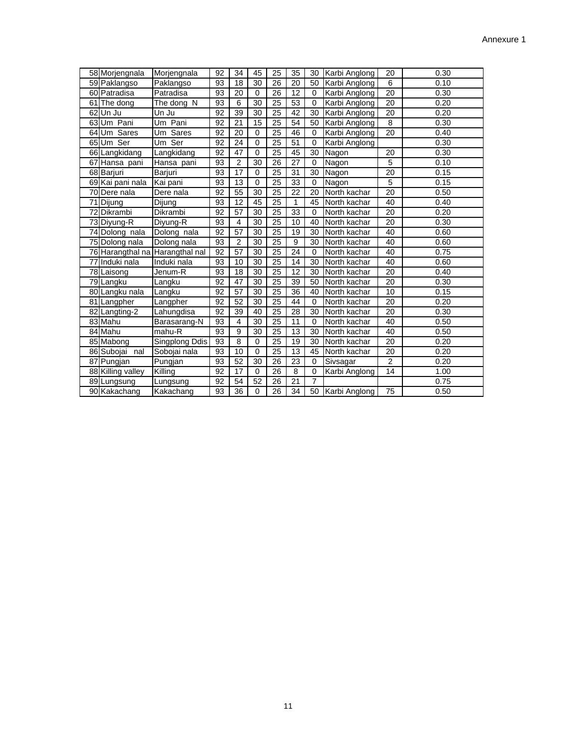Annexure 1

| | | | | | | | | | | | |
|---|---|---|---|---|---|---|---|---|---|---|---|
| 58 | Morjengnala | Morjengnala | 92 | 34 | 45 | 25 | 35 | 30 | Karbi Anglong | 20 | 0.30 |
| 59 | Paklangso | Paklangso | 93 | 18 | 30 | 26 | 20 | 50 | Karbi Anglong | 6 | 0.10 |
| 60 | Patradisa | Patradisa | 93 | 20 | 0 | 26 | 12 | 0 | Karbi Anglong | 20 | 0.30 |
| 61 | The dong | The dong N | 93 | 6 | 30 | 25 | 53 | 0 | Karbi Anglong | 20 | 0.20 |
| 62 | Un Ju | Un Ju | 92 | 39 | 30 | 25 | 42 | 30 | Karbi Anglong | 20 | 0.20 |
| 63 | Um Pani | Um Pani | 92 | 21 | 15 | 25 | 54 | 50 | Karbi Anglong | 8 | 0.30 |
| 64 | Um Sares | Um Sares | 92 | 20 | 0 | 25 | 46 | 0 | Karbi Anglong | 20 | 0.40 |
| 65 | Um Ser | Um Ser | 92 | 24 | 0 | 25 | 51 | 0 | Karbi Anglong | | 0.30 |
| 66 | Langkidang | Langkidang | 92 | 47 | 0 | 25 | 45 | 30 | Nagon | 20 | 0.30 |
| 67 | Hansa pani | Hansa pani | 93 | 2 | 30 | 26 | 27 | 0 | Nagon | 5 | 0.10 |
| 68 | Barjuri | Barjuri | 93 | 17 | 0 | 25 | 31 | 30 | Nagon | 20 | 0.15 |
| 69 | Kai pani nala | Kai pani | 93 | 13 | 0 | 25 | 33 | 0 | Nagon | 5 | 0.15 |
| 70 | Dere nala | Dere nala | 92 | 55 | 30 | 25 | 22 | 20 | North kachar | 20 | 0.50 |
| 71 | Dijung | Dijung | 93 | 12 | 45 | 25 | 1 | 45 | North kachar | 40 | 0.40 |
| 72 | Dikrambi | Dikrambi | 92 | 57 | 30 | 25 | 33 | 0 | North kachar | 20 | 0.20 |
| 73 | Diyung-R | Diyung-R | 93 | 4 | 30 | 25 | 10 | 40 | North kachar | 20 | 0.30 |
| 74 | Dolong nala | Dolong nala | 92 | 57 | 30 | 25 | 19 | 30 | North kachar | 40 | 0.60 |
| 75 | Dolong nala | Dolong nala | 93 | 2 | 30 | 25 | 9 | 30 | North kachar | 40 | 0.60 |
| 76 | Harangthal na | Harangthal nal | 92 | 57 | 30 | 25 | 24 | 0 | North kachar | 40 | 0.75 |
| 77 | Induki nala | Induki nala | 93 | 10 | 30 | 25 | 14 | 30 | North kachar | 40 | 0.60 |
| 78 | Laisong | Jenum-R | 93 | 18 | 30 | 25 | 12 | 30 | North kachar | 20 | 0.40 |
| 79 | Langku | Langku | 92 | 47 | 30 | 25 | 39 | 50 | North kachar | 20 | 0.30 |
| 80 | Langku nala | Langku | 92 | 57 | 30 | 25 | 36 | 40 | North kachar | 10 | 0.15 |
| 81 | Langpher | Langpher | 92 | 52 | 30 | 25 | 44 | 0 | North kachar | 20 | 0.20 |
| 82 | Langting-2 | Lahungdisa | 92 | 39 | 40 | 25 | 28 | 30 | North kachar | 20 | 0.30 |
| 83 | Mahu | Barasarang-N | 93 | 4 | 30 | 25 | 11 | 0 | North kachar | 40 | 0.50 |
| 84 | Mahu | mahu-R | 93 | 9 | 30 | 25 | 13 | 30 | North kachar | 40 | 0.50 |
| 85 | Mabong | Singplong Ddis | 93 | 8 | 0 | 25 | 19 | 30 | North kachar | 20 | 0.20 |
| 86 | Subojai nal | Sobojai nala | 93 | 10 | 0 | 25 | 13 | 45 | North kachar | 20 | 0.20 |
| 87 | Pungjan | Pungjan | 93 | 52 | 30 | 26 | 23 | 0 | Sivsagar | 2 | 0.20 |
| 88 | Killing valley | Killing | 92 | 17 | 0 | 26 | 8 | 0 | Karbi Anglong | 14 | 1.00 |
| 89 | Lungsung | Lungsung | 92 | 54 | 52 | 26 | 21 | 7 | | | 0.75 |
| 90 | Kakachang | Kakachang | 93 | 36 | 0 | 26 | 34 | 50 | Karbi Anglong | 75 | 0.50 |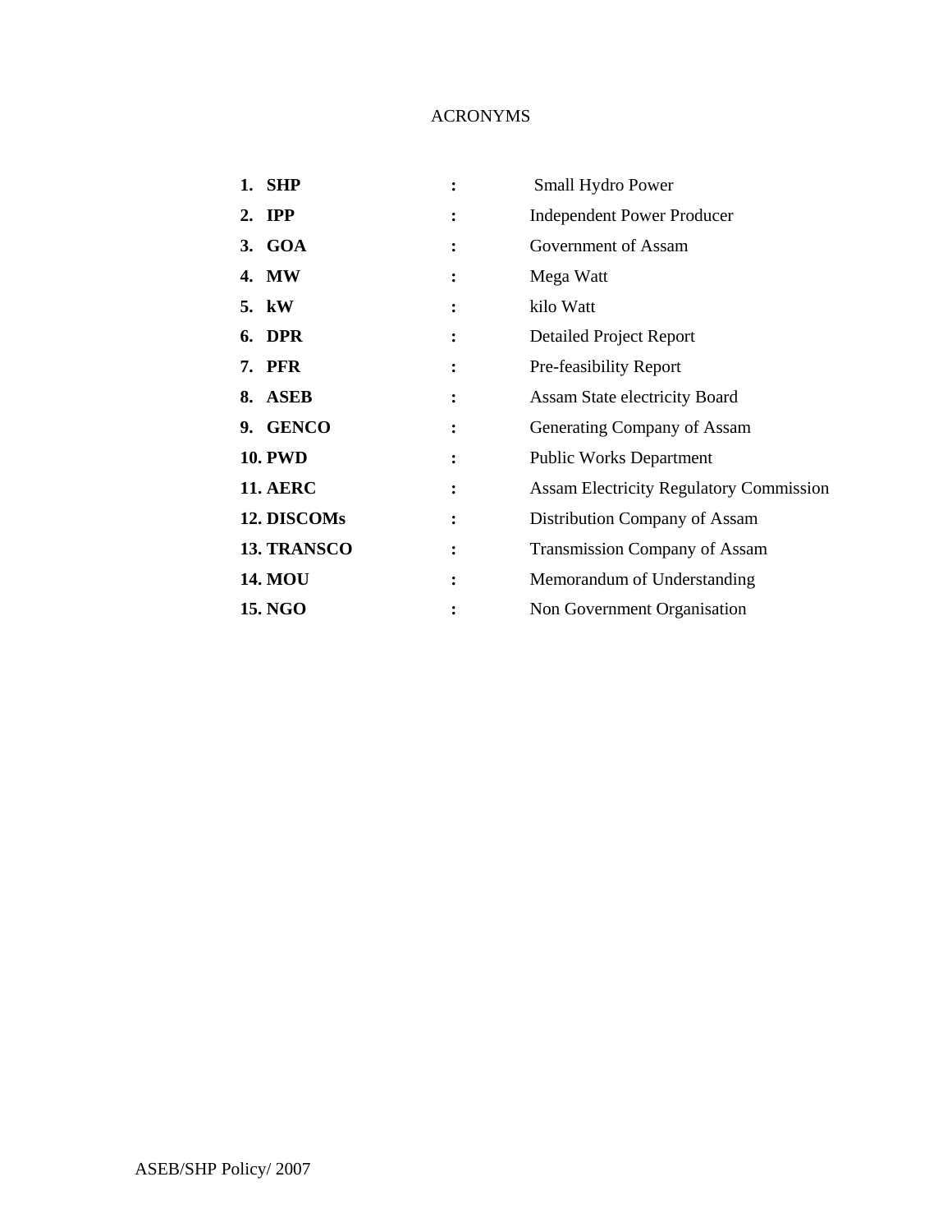# ACRONYMS

1. **SHP** : Small Hydro Power
2. **IPP** : Independent Power Producer
3. **GOA** : Government of Assam
4. **MW** : Mega Watt
5. **kW** : kilo Watt
6. **DPR** : Detailed Project Report
7. **PFR** : Pre-feasibility Report
8. **ASEB** : Assam State electricity Board
9. **GENCO** : Generating Company of Assam
10. **PWD** : Public Works Department
11. **AERC** : Assam Electricity Regulatory Commission
12. **DISCOMs** : Distribution Company of Assam
13. **TRANSCO** : Transmission Company of Assam
14. **MOU** : Memorandum of Understanding
15. **NGO** : Non Government Organisation